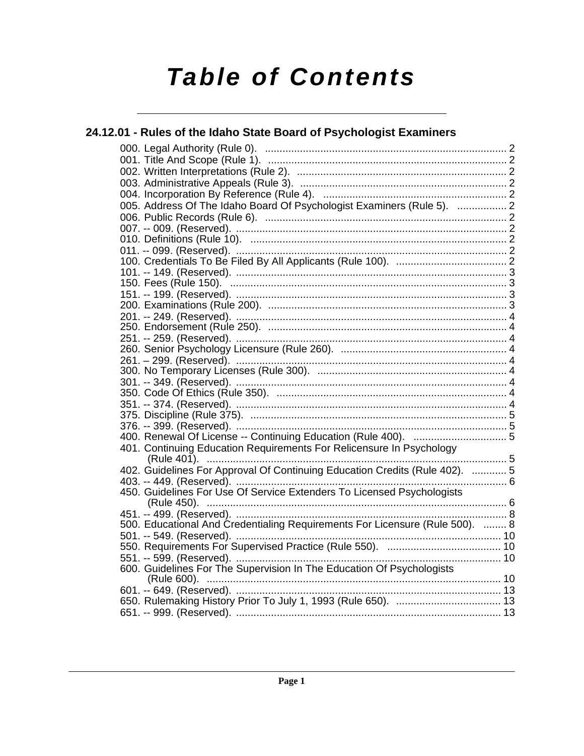# Table of Contents

## 24.12.01 - Rules of the Idaho State Board of Psychologist Examiners

000. Legal Authority (Rule 0). .................................................................................. 2
001. Title And Scope (Rule 1). .................................................................................. 2
002. Written Interpretations (Rule 2). ........................................................................ 2
003. Administrative Appeals (Rule 3). ....................................................................... 2
004. Incorporation By Reference (Rule 4). ............................................................... 2
005. Address Of The Idaho Board Of Psychologist Examiners (Rule 5). ................. 2
006. Public Records (Rule 6). .................................................................................. 2
007. -- 009. (Reserved). ............................................................................................ 2
010. Definitions (Rule 10). ....................................................................................... 2
011. -- 099. (Reserved). ............................................................................................ 2
100. Credentials To Be Filed By All Applicants (Rule 100). ...................................... 2
101. -- 149. (Reserved). ............................................................................................ 3
150. Fees (Rule 150). ............................................................................................... 3
151. -- 199. (Reserved). ............................................................................................ 3
200. Examinations (Rule 200). .................................................................................. 3
201. -- 249. (Reserved). ............................................................................................ 4
250. Endorsement (Rule 250). .................................................................................. 4
251. -- 259. (Reserved). ............................................................................................ 4
260. Senior Psychology Licensure (Rule 260). ......................................................... 4
261. – 299. (Reserved). ............................................................................................ 4
300. No Temporary Licenses (Rule 300). ................................................................. 4
301. -- 349. (Reserved). ............................................................................................ 4
350. Code Of Ethics (Rule 350). ............................................................................... 4
351. -- 374. (Reserved). ............................................................................................ 4
375. Discipline (Rule 375). ........................................................................................ 5
376. -- 399. (Reserved). ............................................................................................ 5
400. Renewal Of License -- Continuing Education (Rule 400). ................................ 5
401. Continuing Education Requirements For Relicensure In Psychology (Rule 401). ...................................................................................................... 5
402. Guidelines For Approval Of Continuing Education Credits (Rule 402). ............ 5
403. -- 449. (Reserved). ............................................................................................ 6
450. Guidelines For Use Of Service Extenders To Licensed Psychologists (Rule 450). ...................................................................................................... 6
451. -- 499. (Reserved). ............................................................................................ 8
500. Educational And Credentialing Requirements For Licensure (Rule 500). ........ 8
501. -- 549. (Reserved). .......................................................................................... 10
550. Requirements For Supervised Practice (Rule 550). ....................................... 10
551. -- 599. (Reserved). .......................................................................................... 10
600. Guidelines For The Supervision In The Education Of Psychologists (Rule 600). .................................................................................................... 10
601. -- 649. (Reserved). .......................................................................................... 13
650. Rulemaking History Prior To July 1, 1993 (Rule 650). .................................... 13
651. -- 999. (Reserved). .......................................................................................... 13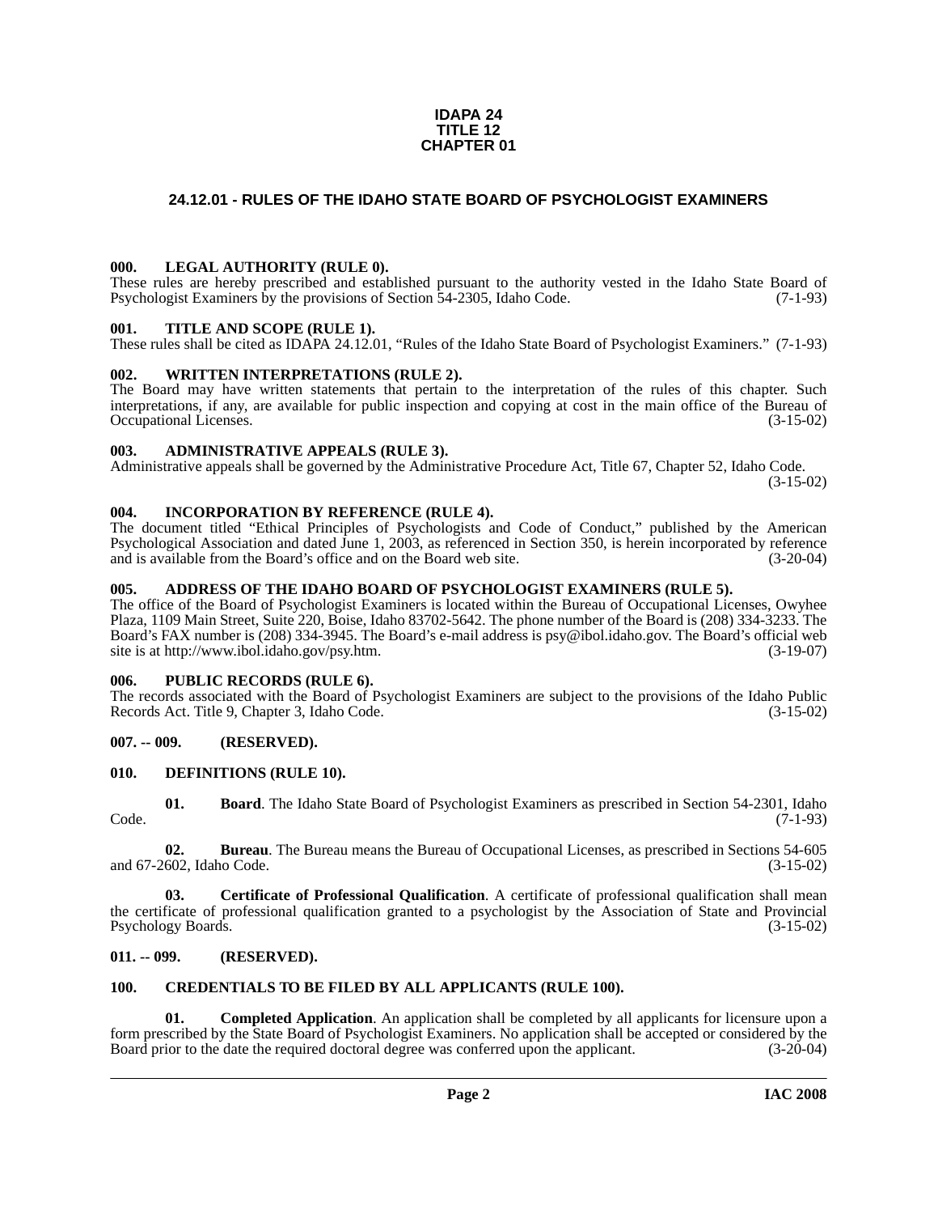**IDAPA 24**
**TITLE 12**
**CHAPTER 01**

# 24.12.01 - RULES OF THE IDAHO STATE BOARD OF PSYCHOLOGIST EXAMINERS

### 000. LEGAL AUTHORITY (RULE 0).

These rules are hereby prescribed and established pursuant to the authority vested in the Idaho State Board of Psychologist Examiners by the provisions of Section 54-2305, Idaho Code. (7-1-93)

### 001. TITLE AND SCOPE (RULE 1).

These rules shall be cited as IDAPA 24.12.01, "Rules of the Idaho State Board of Psychologist Examiners." (7-1-93)

### 002. WRITTEN INTERPRETATIONS (RULE 2).

The Board may have written statements that pertain to the interpretation of the rules of this chapter. Such interpretations, if any, are available for public inspection and copying at cost in the main office of the Bureau of Occupational Licenses. (3-15-02)

### 003. ADMINISTRATIVE APPEALS (RULE 3).

Administrative appeals shall be governed by the Administrative Procedure Act, Title 67, Chapter 52, Idaho Code. (3-15-02)

### 004. INCORPORATION BY REFERENCE (RULE 4).

The document titled "Ethical Principles of Psychologists and Code of Conduct," published by the American Psychological Association and dated June 1, 2003, as referenced in Section 350, is herein incorporated by reference and is available from the Board's office and on the Board web site. (3-20-04)

### 005. ADDRESS OF THE IDAHO BOARD OF PSYCHOLOGIST EXAMINERS (RULE 5).

The office of the Board of Psychologist Examiners is located within the Bureau of Occupational Licenses, Owyhee Plaza, 1109 Main Street, Suite 220, Boise, Idaho 83702-5642. The phone number of the Board is (208) 334-3233. The Board's FAX number is (208) 334-3945. The Board's e-mail address is psy@ibol.idaho.gov. The Board's official web site is at http://www.ibol.idaho.gov/psy.htm. (3-19-07)

### 006. PUBLIC RECORDS (RULE 6).

The records associated with the Board of Psychologist Examiners are subject to the provisions of the Idaho Public Records Act. Title 9, Chapter 3, Idaho Code. (3-15-02)

### 007. -- 009. (RESERVED).

### 010. DEFINITIONS (RULE 10).

**01. Board**. The Idaho State Board of Psychologist Examiners as prescribed in Section 54-2301, Idaho Code. (7-1-93)

**02. Bureau**. The Bureau means the Bureau of Occupational Licenses, as prescribed in Sections 54-605 and 67-2602, Idaho Code. (3-15-02)

**03. Certificate of Professional Qualification**. A certificate of professional qualification shall mean the certificate of professional qualification granted to a psychologist by the Association of State and Provincial Psychology Boards. (3-15-02)

### 011. -- 099. (RESERVED).

### 100. CREDENTIALS TO BE FILED BY ALL APPLICANTS (RULE 100).

**01. Completed Application**. An application shall be completed by all applicants for licensure upon a form prescribed by the State Board of Psychologist Examiners. No application shall be accepted or considered by the Board prior to the date the required doctoral degree was conferred upon the applicant. (3-20-04)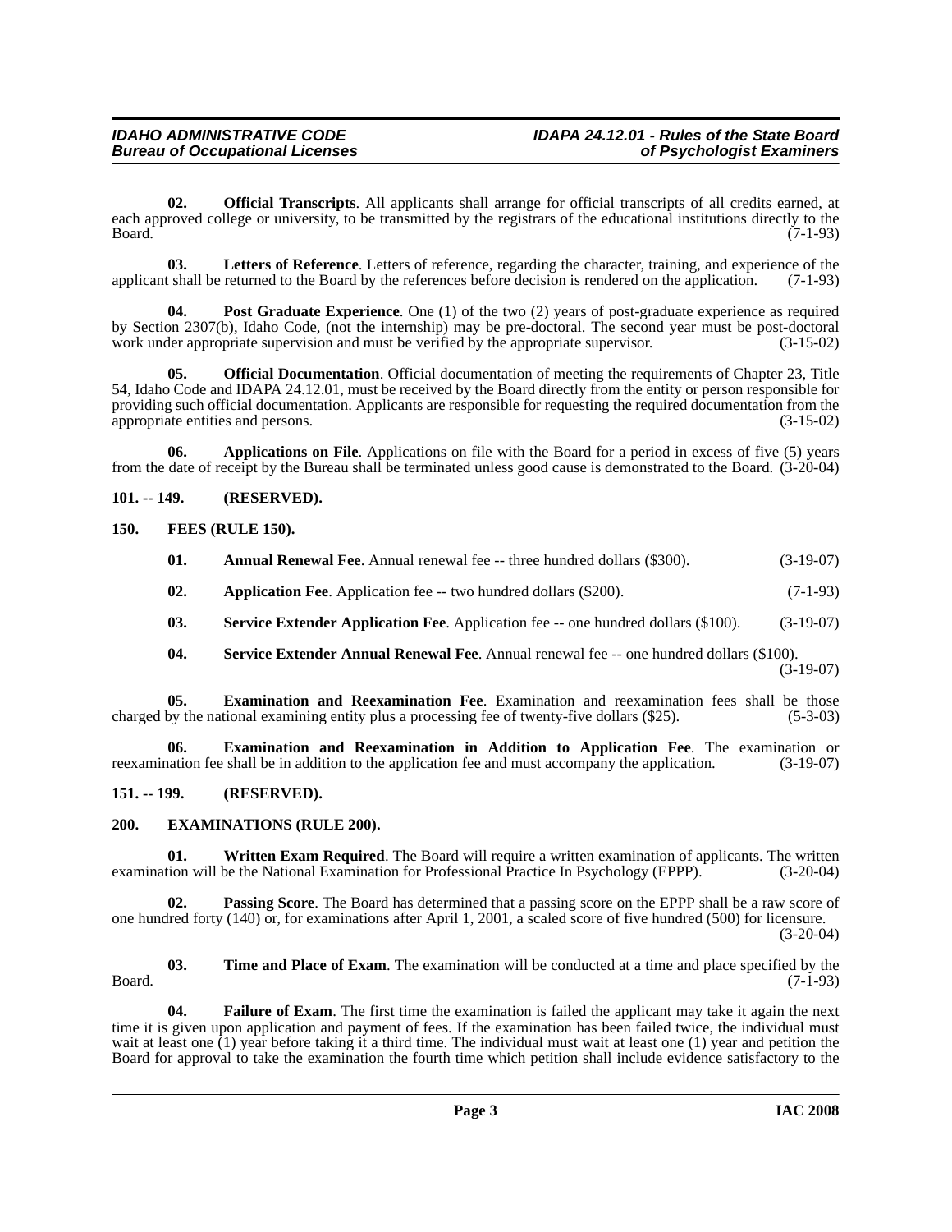**02. Official Transcripts**. All applicants shall arrange for official transcripts of all credits earned, at each approved college or university, to be transmitted by the registrars of the educational institutions directly to the Board. (7-1-93)

**03. Letters of Reference**. Letters of reference, regarding the character, training, and experience of the applicant shall be returned to the Board by the references before decision is rendered on the application. (7-1-93)

**04. Post Graduate Experience**. One (1) of the two (2) years of post-graduate experience as required by Section 2307(b), Idaho Code, (not the internship) may be pre-doctoral. The second year must be post-doctoral work under appropriate supervision and must be verified by the appropriate supervisor. (3-15-02)

**05. Official Documentation**. Official documentation of meeting the requirements of Chapter 23, Title 54, Idaho Code and IDAPA 24.12.01, must be received by the Board directly from the entity or person responsible for providing such official documentation. Applicants are responsible for requesting the required documentation from the appropriate entities and persons. (3-15-02)

**06. Applications on File**. Applications on file with the Board for a period in excess of five (5) years from the date of receipt by the Bureau shall be terminated unless good cause is demonstrated to the Board. (3-20-04)

## 101. -- 149. (RESERVED).

## 150. FEES (RULE 150).

**01. Annual Renewal Fee**. Annual renewal fee -- three hundred dollars ($300). (3-19-07)

**02. Application Fee**. Application fee -- two hundred dollars ($200). (7-1-93)

**03. Service Extender Application Fee**. Application fee -- one hundred dollars ($100). (3-19-07)

**04. Service Extender Annual Renewal Fee**. Annual renewal fee -- one hundred dollars ($100). (3-19-07)

**05. Examination and Reexamination Fee**. Examination and reexamination fees shall be those charged by the national examining entity plus a processing fee of twenty-five dollars ($25). (5-3-03)

**06. Examination and Reexamination in Addition to Application Fee**. The examination or reexamination fee shall be in addition to the application fee and must accompany the application. (3-19-07)

## 151. -- 199. (RESERVED).

## 200. EXAMINATIONS (RULE 200).

**01. Written Exam Required**. The Board will require a written examination of applicants. The written examination will be the National Examination for Professional Practice In Psychology (EPPP). (3-20-04)

**02. Passing Score**. The Board has determined that a passing score on the EPPP shall be a raw score of one hundred forty (140) or, for examinations after April 1, 2001, a scaled score of five hundred (500) for licensure. (3-20-04)

**03. Time and Place of Exam**. The examination will be conducted at a time and place specified by the Board. (7-1-93)

**04. Failure of Exam**. The first time the examination is failed the applicant may take it again the next time it is given upon application and payment of fees. If the examination has been failed twice, the individual must wait at least one (1) year before taking it a third time. The individual must wait at least one (1) year and petition the Board for approval to take the examination the fourth time which petition shall include evidence satisfactory to the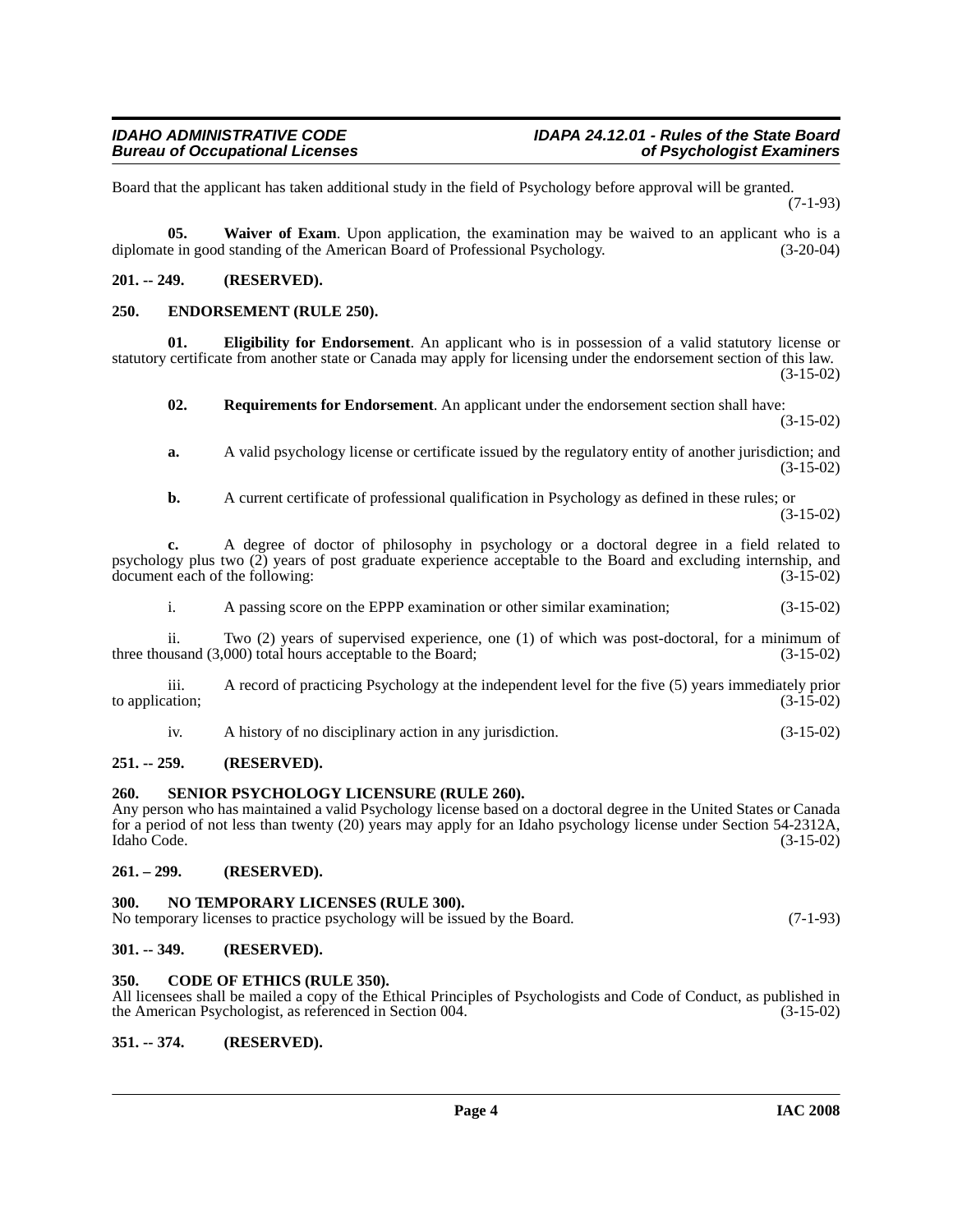Board that the applicant has taken additional study in the field of Psychology before approval will be granted. (7-1-93)

**05. Waiver of Exam**. Upon application, the examination may be waived to an applicant who is a diplomate in good standing of the American Board of Professional Psychology. (3-20-04)

## 201. -- 249. (RESERVED).

## 250. ENDORSEMENT (RULE 250).

**01. Eligibility for Endorsement**. An applicant who is in possession of a valid statutory license or statutory certificate from another state or Canada may apply for licensing under the endorsement section of this law. (3-15-02)

**02. Requirements for Endorsement**. An applicant under the endorsement section shall have: (3-15-02)

**a.** A valid psychology license or certificate issued by the regulatory entity of another jurisdiction; and (3-15-02)

**b.** A current certificate of professional qualification in Psychology as defined in these rules; or (3-15-02)

**c.** A degree of doctor of philosophy in psychology or a doctoral degree in a field related to psychology plus two (2) years of post graduate experience acceptable to the Board and excluding internship, and document each of the following: (3-15-02)

i. A passing score on the EPPP examination or other similar examination; (3-15-02)

ii. Two (2) years of supervised experience, one (1) of which was post-doctoral, for a minimum of three thousand (3,000) total hours acceptable to the Board; (3-15-02)

iii. A record of practicing Psychology at the independent level for the five (5) years immediately prior to application; (3-15-02)

iv. A history of no disciplinary action in any jurisdiction. (3-15-02)

## 251. -- 259. (RESERVED).

## 260. SENIOR PSYCHOLOGY LICENSURE (RULE 260).

Any person who has maintained a valid Psychology license based on a doctoral degree in the United States or Canada for a period of not less than twenty (20) years may apply for an Idaho psychology license under Section 54-2312A, Idaho Code. (3-15-02)

## 261. – 299. (RESERVED).

## 300. NO TEMPORARY LICENSES (RULE 300).

No temporary licenses to practice psychology will be issued by the Board. (7-1-93)

## 301. -- 349. (RESERVED).

## 350. CODE OF ETHICS (RULE 350).

All licensees shall be mailed a copy of the Ethical Principles of Psychologists and Code of Conduct, as published in the American Psychologist, as referenced in Section 004. (3-15-02)

## 351. -- 374. (RESERVED).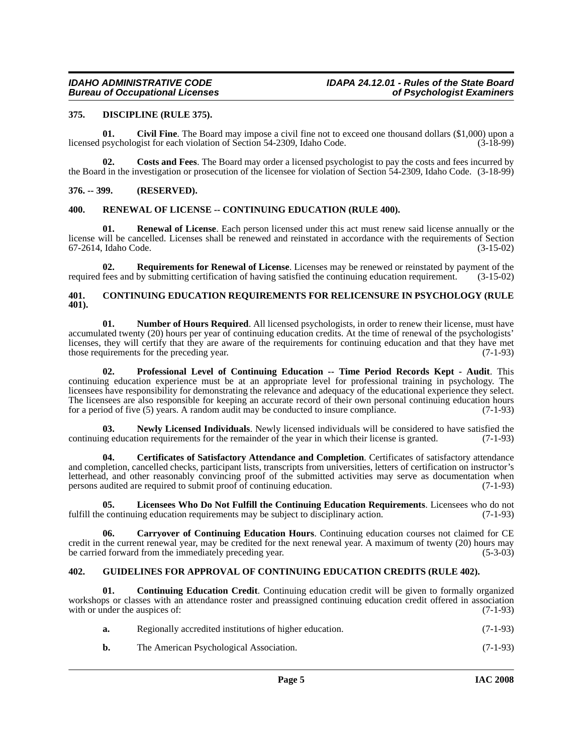## 375. DISCIPLINE (RULE 375).

**01. Civil Fine**. The Board may impose a civil fine not to exceed one thousand dollars ($1,000) upon a licensed psychologist for each violation of Section 54-2309, Idaho Code. (3-18-99)

**02. Costs and Fees**. The Board may order a licensed psychologist to pay the costs and fees incurred by the Board in the investigation or prosecution of the licensee for violation of Section 54-2309, Idaho Code. (3-18-99)

## 376. -- 399. (RESERVED).

## 400. RENEWAL OF LICENSE -- CONTINUING EDUCATION (RULE 400).

**01. Renewal of License**. Each person licensed under this act must renew said license annually or the license will be cancelled. Licenses shall be renewed and reinstated in accordance with the requirements of Section 67-2614, Idaho Code. (3-15-02)

**02. Requirements for Renewal of License**. Licenses may be renewed or reinstated by payment of the required fees and by submitting certification of having satisfied the continuing education requirement. (3-15-02)

## 401. CONTINUING EDUCATION REQUIREMENTS FOR RELICENSURE IN PSYCHOLOGY (RULE 401).

**01. Number of Hours Required**. All licensed psychologists, in order to renew their license, must have accumulated twenty (20) hours per year of continuing education credits. At the time of renewal of the psychologists' licenses, they will certify that they are aware of the requirements for continuing education and that they have met those requirements for the preceding year. (7-1-93)

**02. Professional Level of Continuing Education -- Time Period Records Kept - Audit**. This continuing education experience must be at an appropriate level for professional training in psychology. The licensees have responsibility for demonstrating the relevance and adequacy of the educational experience they select. The licensees are also responsible for keeping an accurate record of their own personal continuing education hours for a period of five (5) years. A random audit may be conducted to insure compliance. (7-1-93)

**03. Newly Licensed Individuals**. Newly licensed individuals will be considered to have satisfied the continuing education requirements for the remainder of the year in which their license is granted. (7-1-93)

**04. Certificates of Satisfactory Attendance and Completion**. Certificates of satisfactory attendance and completion, cancelled checks, participant lists, transcripts from universities, letters of certification on instructor's letterhead, and other reasonably convincing proof of the submitted activities may serve as documentation when persons audited are required to submit proof of continuing education. (7-1-93)

**05. Licensees Who Do Not Fulfill the Continuing Education Requirements**. Licensees who do not fulfill the continuing education requirements may be subject to disciplinary action. (7-1-93)

**06. Carryover of Continuing Education Hours**. Continuing education courses not claimed for CE credit in the current renewal year, may be credited for the next renewal year. A maximum of twenty (20) hours may be carried forward from the immediately preceding year. (5-3-03)

## 402. GUIDELINES FOR APPROVAL OF CONTINUING EDUCATION CREDITS (RULE 402).

**01. Continuing Education Credit**. Continuing education credit will be given to formally organized workshops or classes with an attendance roster and preassigned continuing education credit offered in association with or under the auspices of: (7-1-93)

**a.** Regionally accredited institutions of higher education. (7-1-93)

**b.** The American Psychological Association. (7-1-93)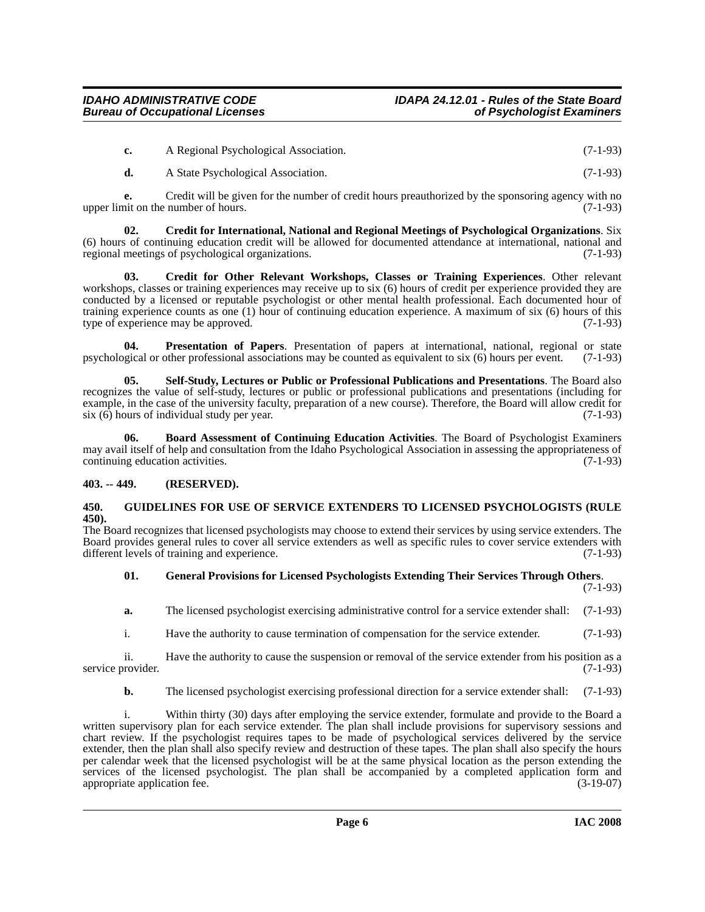**c.** A Regional Psychological Association. (7-1-93)

**d.** A State Psychological Association. (7-1-93)

**e.** Credit will be given for the number of credit hours preauthorized by the sponsoring agency with no upper limit on the number of hours. (7-1-93)

**02. Credit for International, National and Regional Meetings of Psychological Organizations**. Six (6) hours of continuing education credit will be allowed for documented attendance at international, national and regional meetings of psychological organizations. (7-1-93)

**03. Credit for Other Relevant Workshops, Classes or Training Experiences**. Other relevant workshops, classes or training experiences may receive up to six (6) hours of credit per experience provided they are conducted by a licensed or reputable psychologist or other mental health professional. Each documented hour of training experience counts as one (1) hour of continuing education experience. A maximum of six (6) hours of this type of experience may be approved. (7-1-93)

**04. Presentation of Papers**. Presentation of papers at international, national, regional or state psychological or other professional associations may be counted as equivalent to six (6) hours per event. (7-1-93)

**05. Self-Study, Lectures or Public or Professional Publications and Presentations**. The Board also recognizes the value of self-study, lectures or public or professional publications and presentations (including for example, in the case of the university faculty, preparation of a new course). Therefore, the Board will allow credit for six (6) hours of individual study per year. (7-1-93)

**06. Board Assessment of Continuing Education Activities**. The Board of Psychologist Examiners may avail itself of help and consultation from the Idaho Psychological Association in assessing the appropriateness of continuing education activities. (7-1-93)

### 403. -- 449. (RESERVED).

### 450. GUIDELINES FOR USE OF SERVICE EXTENDERS TO LICENSED PSYCHOLOGISTS (RULE 450).

The Board recognizes that licensed psychologists may choose to extend their services by using service extenders. The Board provides general rules to cover all service extenders as well as specific rules to cover service extenders with different levels of training and experience. (7-1-93)

**01. General Provisions for Licensed Psychologists Extending Their Services Through Others**. (7-1-93)

**a.** The licensed psychologist exercising administrative control for a service extender shall: (7-1-93)

i. Have the authority to cause termination of compensation for the service extender. (7-1-93)

ii. Have the authority to cause the suspension or removal of the service extender from his position as a service provider. (7-1-93)

**b.** The licensed psychologist exercising professional direction for a service extender shall: (7-1-93)

i. Within thirty (30) days after employing the service extender, formulate and provide to the Board a written supervisory plan for each service extender. The plan shall include provisions for supervisory sessions and chart review. If the psychologist requires tapes to be made of psychological services delivered by the service extender, then the plan shall also specify review and destruction of these tapes. The plan shall also specify the hours per calendar week that the licensed psychologist will be at the same physical location as the person extending the services of the licensed psychologist. The plan shall be accompanied by a completed application form and appropriate application fee. (3-19-07)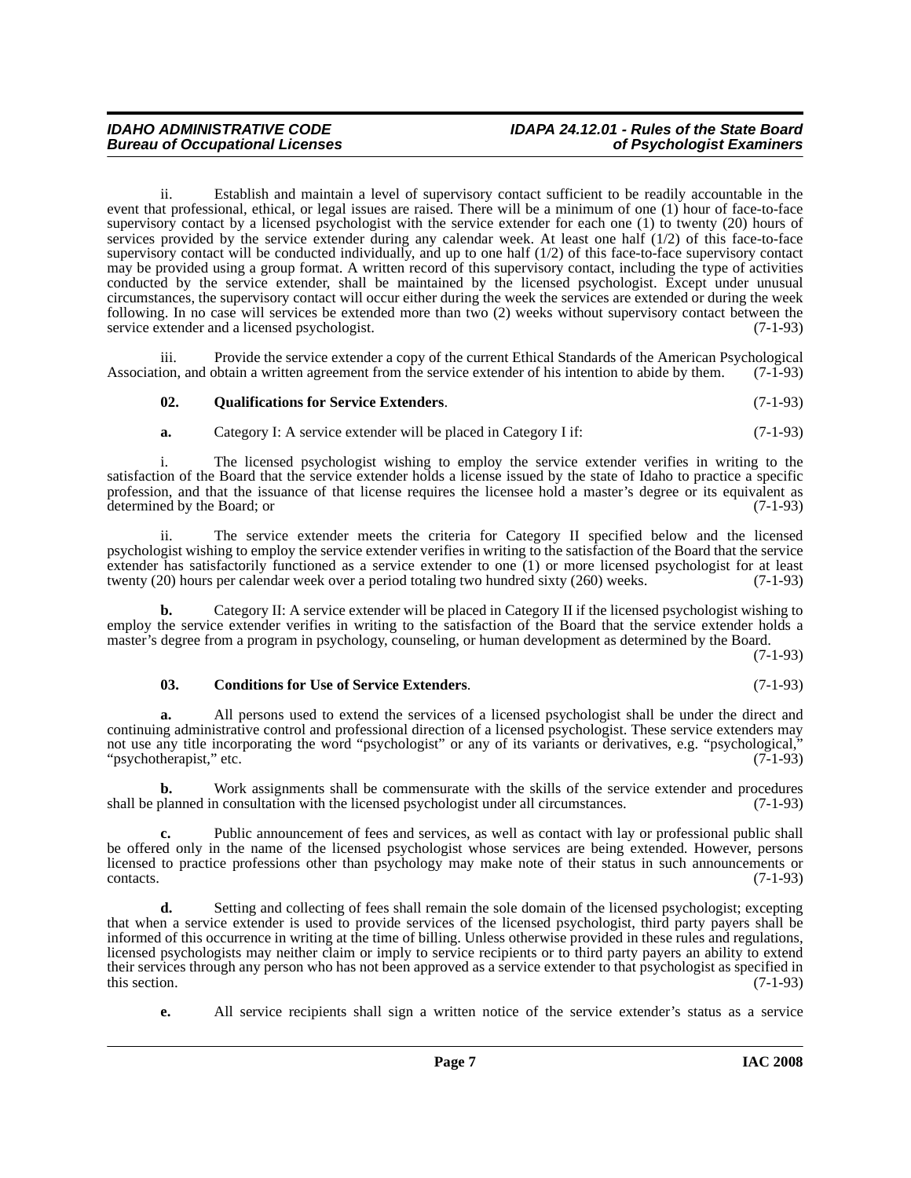ii. Establish and maintain a level of supervisory contact sufficient to be readily accountable in the event that professional, ethical, or legal issues are raised. There will be a minimum of one (1) hour of face-to-face supervisory contact by a licensed psychologist with the service extender for each one (1) to twenty (20) hours of services provided by the service extender during any calendar week. At least one half (1/2) of this face-to-face supervisory contact will be conducted individually, and up to one half (1/2) of this face-to-face supervisory contact may be provided using a group format. A written record of this supervisory contact, including the type of activities conducted by the service extender, shall be maintained by the licensed psychologist. Except under unusual circumstances, the supervisory contact will occur either during the week the services are extended or during the week following. In no case will services be extended more than two (2) weeks without supervisory contact between the service extender and a licensed psychologist. (7-1-93)

iii. Provide the service extender a copy of the current Ethical Standards of the American Psychological Association, and obtain a written agreement from the service extender of his intention to abide by them. (7-1-93)

**02. Qualifications for Service Extenders**. (7-1-93)

**a.** Category I: A service extender will be placed in Category I if: (7-1-93)

i. The licensed psychologist wishing to employ the service extender verifies in writing to the satisfaction of the Board that the service extender holds a license issued by the state of Idaho to practice a specific profession, and that the issuance of that license requires the licensee hold a master's degree or its equivalent as determined by the Board; or (7-1-93)

ii. The service extender meets the criteria for Category II specified below and the licensed psychologist wishing to employ the service extender verifies in writing to the satisfaction of the Board that the service extender has satisfactorily functioned as a service extender to one (1) or more licensed psychologist for at least twenty (20) hours per calendar week over a period totaling two hundred sixty (260) weeks. (7-1-93)

**b.** Category II: A service extender will be placed in Category II if the licensed psychologist wishing to employ the service extender verifies in writing to the satisfaction of the Board that the service extender holds a master's degree from a program in psychology, counseling, or human development as determined by the Board. (7-1-93)

**03. Conditions for Use of Service Extenders**. (7-1-93)

**a.** All persons used to extend the services of a licensed psychologist shall be under the direct and continuing administrative control and professional direction of a licensed psychologist. These service extenders may not use any title incorporating the word "psychologist" or any of its variants or derivatives, e.g. "psychological," "psychotherapist," etc. (7-1-93)

**b.** Work assignments shall be commensurate with the skills of the service extender and procedures shall be planned in consultation with the licensed psychologist under all circumstances. (7-1-93)

**c.** Public announcement of fees and services, as well as contact with lay or professional public shall be offered only in the name of the licensed psychologist whose services are being extended. However, persons licensed to practice professions other than psychology may make note of their status in such announcements or contacts. (7-1-93)

**d.** Setting and collecting of fees shall remain the sole domain of the licensed psychologist; excepting that when a service extender is used to provide services of the licensed psychologist, third party payers shall be informed of this occurrence in writing at the time of billing. Unless otherwise provided in these rules and regulations, licensed psychologists may neither claim or imply to service recipients or to third party payers an ability to extend their services through any person who has not been approved as a service extender to that psychologist as specified in this section. (7-1-93)

**e.** All service recipients shall sign a written notice of the service extender's status as a service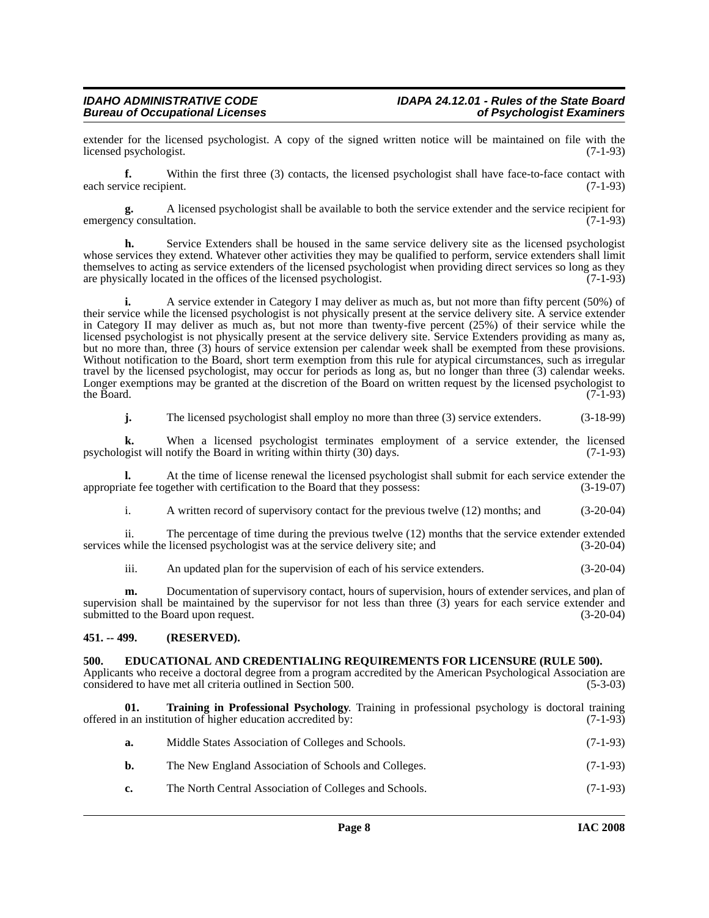extender for the licensed psychologist. A copy of the signed written notice will be maintained on file with the licensed psychologist. (7-1-93)

**f.** Within the first three (3) contacts, the licensed psychologist shall have face-to-face contact with each service recipient. (7-1-93)

**g.** A licensed psychologist shall be available to both the service extender and the service recipient for emergency consultation. (7-1-93)

**h.** Service Extenders shall be housed in the same service delivery site as the licensed psychologist whose services they extend. Whatever other activities they may be qualified to perform, service extenders shall limit themselves to acting as service extenders of the licensed psychologist when providing direct services so long as they are physically located in the offices of the licensed psychologist. (7-1-93)

**i.** A service extender in Category I may deliver as much as, but not more than fifty percent (50%) of their service while the licensed psychologist is not physically present at the service delivery site. A service extender in Category II may deliver as much as, but not more than twenty-five percent (25%) of their service while the licensed psychologist is not physically present at the service delivery site. Service Extenders providing as many as, but no more than, three (3) hours of service extension per calendar week shall be exempted from these provisions. Without notification to the Board, short term exemption from this rule for atypical circumstances, such as irregular travel by the licensed psychologist, may occur for periods as long as, but no longer than three (3) calendar weeks. Longer exemptions may be granted at the discretion of the Board on written request by the licensed psychologist to the Board. (7-1-93)

**j.** The licensed psychologist shall employ no more than three (3) service extenders. (3-18-99)

**k.** When a licensed psychologist terminates employment of a service extender, the licensed psychologist will notify the Board in writing within thirty (30) days. (7-1-93)

**l.** At the time of license renewal the licensed psychologist shall submit for each service extender the appropriate fee together with certification to the Board that they possess: (3-19-07)

i. A written record of supervisory contact for the previous twelve (12) months; and (3-20-04)

ii. The percentage of time during the previous twelve (12) months that the service extender extended services while the licensed psychologist was at the service delivery site; and (3-20-04)

iii. An updated plan for the supervision of each of his service extenders. (3-20-04)

**m.** Documentation of supervisory contact, hours of supervision, hours of extender services, and plan of supervision shall be maintained by the supervisor for not less than three (3) years for each service extender and submitted to the Board upon request. (3-20-04)

## 451. -- 499. (RESERVED).

## 500. EDUCATIONAL AND CREDENTIALING REQUIREMENTS FOR LICENSURE (RULE 500).

Applicants who receive a doctoral degree from a program accredited by the American Psychological Association are considered to have met all criteria outlined in Section 500. (5-3-03)

**01. Training in Professional Psychology**. Training in professional psychology is doctoral training offered in an institution of higher education accredited by: (7-1-93)

**a.** Middle States Association of Colleges and Schools. (7-1-93)

**b.** The New England Association of Schools and Colleges. (7-1-93)

**c.** The North Central Association of Colleges and Schools. (7-1-93)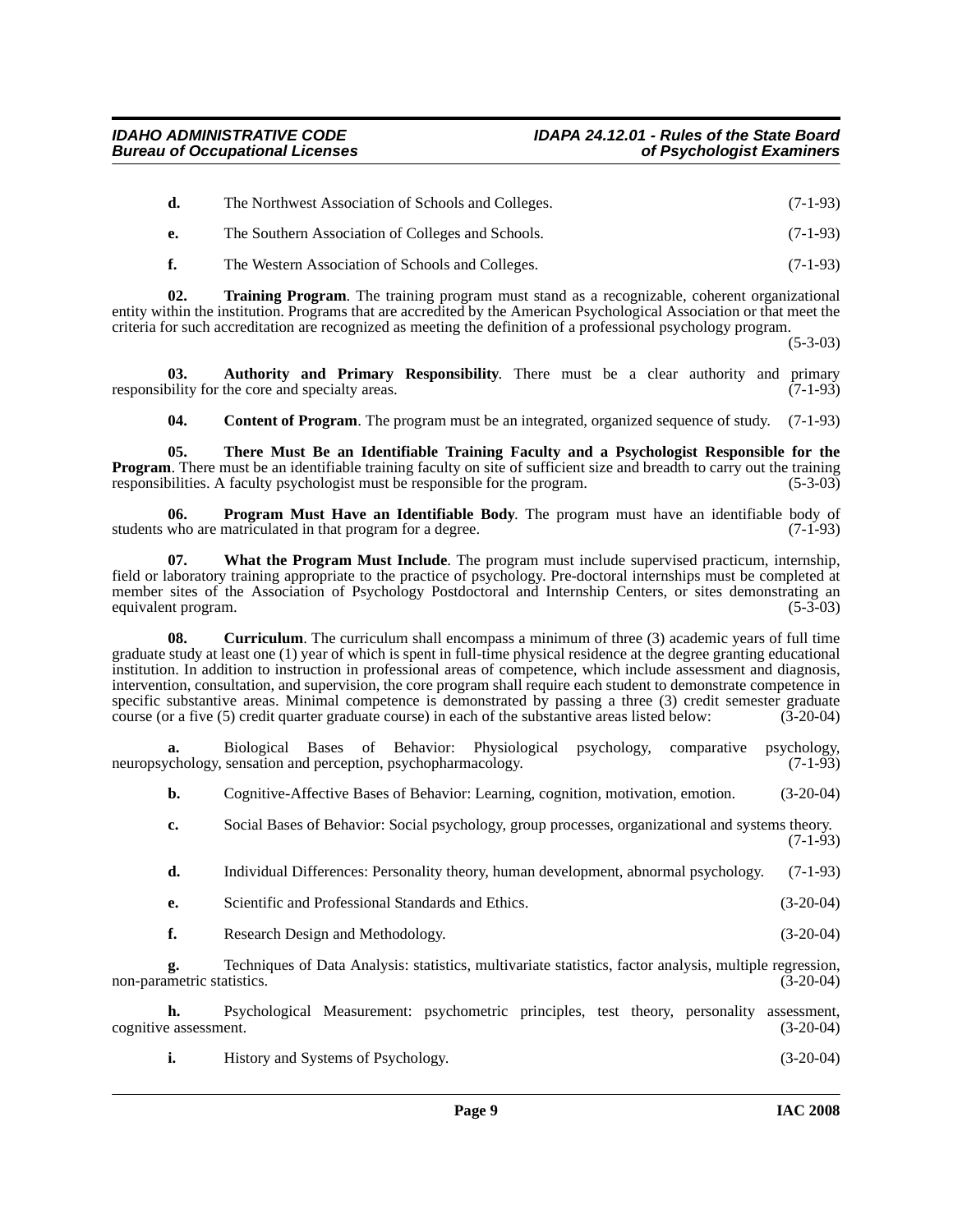**d.** The Northwest Association of Schools and Colleges. (7-1-93)

**e.** The Southern Association of Colleges and Schools. (7-1-93)

**f.** The Western Association of Schools and Colleges. (7-1-93)

**02. Training Program**. The training program must stand as a recognizable, coherent organizational entity within the institution. Programs that are accredited by the American Psychological Association or that meet the criteria for such accreditation are recognized as meeting the definition of a professional psychology program. (5-3-03)

**03. Authority and Primary Responsibility**. There must be a clear authority and primary responsibility for the core and specialty areas. (7-1-93)

**04. Content of Program**. The program must be an integrated, organized sequence of study. (7-1-93)

**05. There Must Be an Identifiable Training Faculty and a Psychologist Responsible for the Program**. There must be an identifiable training faculty on site of sufficient size and breadth to carry out the training responsibilities. A faculty psychologist must be responsible for the program. (5-3-03)

**06. Program Must Have an Identifiable Body**. The program must have an identifiable body of students who are matriculated in that program for a degree. (7-1-93)

**07. What the Program Must Include**. The program must include supervised practicum, internship, field or laboratory training appropriate to the practice of psychology. Pre-doctoral internships must be completed at member sites of the Association of Psychology Postdoctoral and Internship Centers, or sites demonstrating an equivalent program. (5-3-03)

**08. Curriculum**. The curriculum shall encompass a minimum of three (3) academic years of full time graduate study at least one (1) year of which is spent in full-time physical residence at the degree granting educational institution. In addition to instruction in professional areas of competence, which include assessment and diagnosis, intervention, consultation, and supervision, the core program shall require each student to demonstrate competence in specific substantive areas. Minimal competence is demonstrated by passing a three (3) credit semester graduate course (or a five (5) credit quarter graduate course) in each of the substantive areas listed below: (3-20-04)

**a.** Biological Bases of Behavior: Physiological psychology, comparative psychology, neuropsychology, sensation and perception, psychopharmacology. (7-1-93)

**b.** Cognitive-Affective Bases of Behavior: Learning, cognition, motivation, emotion. (3-20-04)

**c.** Social Bases of Behavior: Social psychology, group processes, organizational and systems theory. (7-1-93)

**d.** Individual Differences: Personality theory, human development, abnormal psychology. (7-1-93)

**e.** Scientific and Professional Standards and Ethics. (3-20-04)

**f.** Research Design and Methodology. (3-20-04)

**g.** Techniques of Data Analysis: statistics, multivariate statistics, factor analysis, multiple regression, non-parametric statistics. (3-20-04)

**h.** Psychological Measurement: psychometric principles, test theory, personality assessment, cognitive assessment. (3-20-04)

**i.** History and Systems of Psychology. (3-20-04)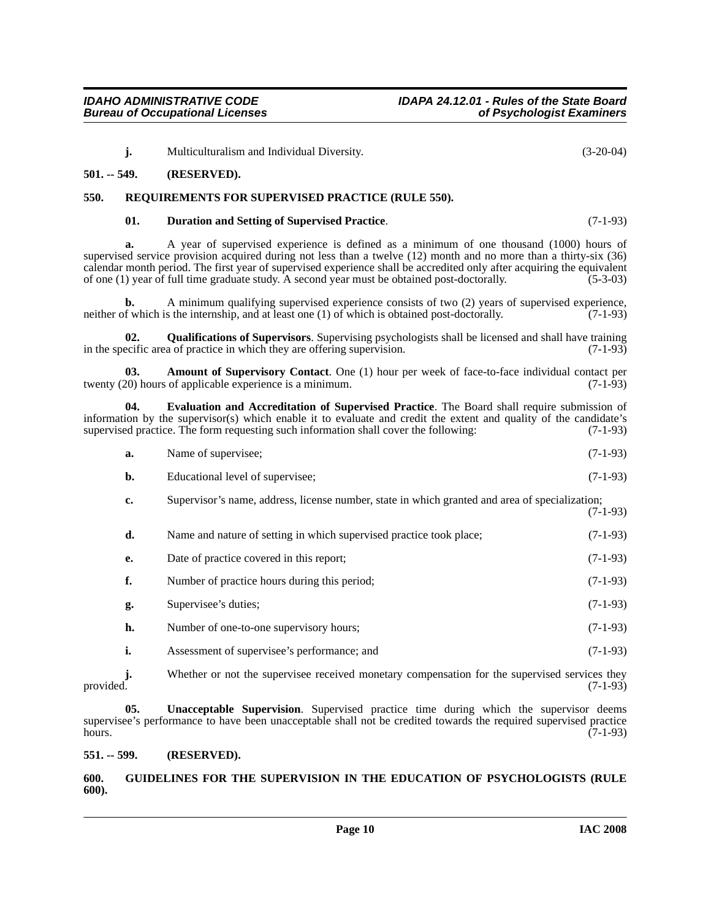**j.** Multiculturalism and Individual Diversity. (3-20-04)

**501. -- 549. (RESERVED).**

**550. REQUIREMENTS FOR SUPERVISED PRACTICE (RULE 550).**

**01. Duration and Setting of Supervised Practice**. (7-1-93)

**a.** A year of supervised experience is defined as a minimum of one thousand (1000) hours of supervised service provision acquired during not less than a twelve (12) month and no more than a thirty-six (36) calendar month period. The first year of supervised experience shall be accredited only after acquiring the equivalent of one (1) year of full time graduate study. A second year must be obtained post-doctorally. (5-3-03)

**b.** A minimum qualifying supervised experience consists of two (2) years of supervised experience, neither of which is the internship, and at least one (1) of which is obtained post-doctorally. (7-1-93)

**02. Qualifications of Supervisors**. Supervising psychologists shall be licensed and shall have training in the specific area of practice in which they are offering supervision. (7-1-93)

**03. Amount of Supervisory Contact**. One (1) hour per week of face-to-face individual contact per twenty (20) hours of applicable experience is a minimum. (7-1-93)

**04. Evaluation and Accreditation of Supervised Practice**. The Board shall require submission of information by the supervisor(s) which enable it to evaluate and credit the extent and quality of the candidate's supervised practice. The form requesting such information shall cover the following: (7-1-93)

**a.** Name of supervisee; (7-1-93)

**b.** Educational level of supervisee; (7-1-93)

**c.** Supervisor's name, address, license number, state in which granted and area of specialization; (7-1-93)

**d.** Name and nature of setting in which supervised practice took place; (7-1-93)

**e.** Date of practice covered in this report; (7-1-93)

**f.** Number of practice hours during this period; (7-1-93)

**g.** Supervisee's duties; (7-1-93)

**h.** Number of one-to-one supervisory hours; (7-1-93)

**i.** Assessment of supervisee's performance; and (7-1-93)

**j.** Whether or not the supervisee received monetary compensation for the supervised services they provided. (7-1-93)

**05. Unacceptable Supervision**. Supervised practice time during which the supervisor deems supervisee's performance to have been unacceptable shall not be credited towards the required supervised practice hours. (7-1-93)

**551. -- 599. (RESERVED).**

**600. GUIDELINES FOR THE SUPERVISION IN THE EDUCATION OF PSYCHOLOGISTS (RULE 600).**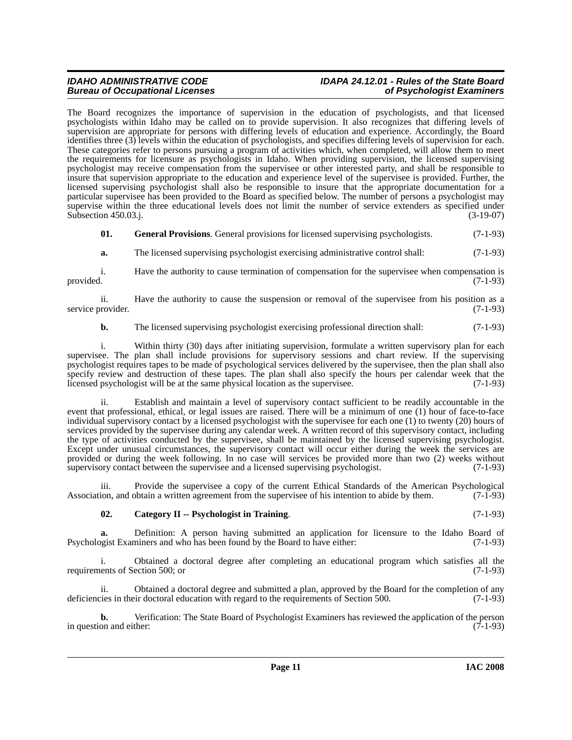The Board recognizes the importance of supervision in the education of psychologists, and that licensed psychologists within Idaho may be called on to provide supervision. It also recognizes that differing levels of supervision are appropriate for persons with differing levels of education and experience. Accordingly, the Board identifies three (3) levels within the education of psychologists, and specifies differing levels of supervision for each. These categories refer to persons pursuing a program of activities which, when completed, will allow them to meet the requirements for licensure as psychologists in Idaho. When providing supervision, the licensed supervising psychologist may receive compensation from the supervisee or other interested party, and shall be responsible to insure that supervision appropriate to the education and experience level of the supervisee is provided. Further, the licensed supervising psychologist shall also be responsible to insure that the appropriate documentation for a particular supervisee has been provided to the Board as specified below. The number of persons a psychologist may supervise within the three educational levels does not limit the number of service extenders as specified under Subsection 450.03.j. (3-19-07)

**01. General Provisions**. General provisions for licensed supervising psychologists. (7-1-93)

**a.** The licensed supervising psychologist exercising administrative control shall: (7-1-93)

i. Have the authority to cause termination of compensation for the supervisee when compensation is provided. (7-1-93)

ii. Have the authority to cause the suspension or removal of the supervisee from his position as a service provider. (7-1-93)

**b.** The licensed supervising psychologist exercising professional direction shall: (7-1-93)

i. Within thirty (30) days after initiating supervision, formulate a written supervisory plan for each supervisee. The plan shall include provisions for supervisory sessions and chart review. If the supervising psychologist requires tapes to be made of psychological services delivered by the supervisee, then the plan shall also specify review and destruction of these tapes. The plan shall also specify the hours per calendar week that the licensed psychologist will be at the same physical location as the supervisee. (7-1-93)

ii. Establish and maintain a level of supervisory contact sufficient to be readily accountable in the event that professional, ethical, or legal issues are raised. There will be a minimum of one (1) hour of face-to-face individual supervisory contact by a licensed psychologist with the supervisee for each one (1) to twenty (20) hours of services provided by the supervisee during any calendar week. A written record of this supervisory contact, including the type of activities conducted by the supervisee, shall be maintained by the licensed supervising psychologist. Except under unusual circumstances, the supervisory contact will occur either during the week the services are provided or during the week following. In no case will services be provided more than two (2) weeks without supervisory contact between the supervisee and a licensed supervising psychologist. (7-1-93)

iii. Provide the supervisee a copy of the current Ethical Standards of the American Psychological Association, and obtain a written agreement from the supervisee of his intention to abide by them. (7-1-93)

**02. Category II -- Psychologist in Training**. (7-1-93)

**a.** Definition: A person having submitted an application for licensure to the Idaho Board of Psychologist Examiners and who has been found by the Board to have either: (7-1-93)

i. Obtained a doctoral degree after completing an educational program which satisfies all the requirements of Section 500; or (7-1-93)

ii. Obtained a doctoral degree and submitted a plan, approved by the Board for the completion of any deficiencies in their doctoral education with regard to the requirements of Section 500. (7-1-93)

**b.** Verification: The State Board of Psychologist Examiners has reviewed the application of the person in question and either: (7-1-93)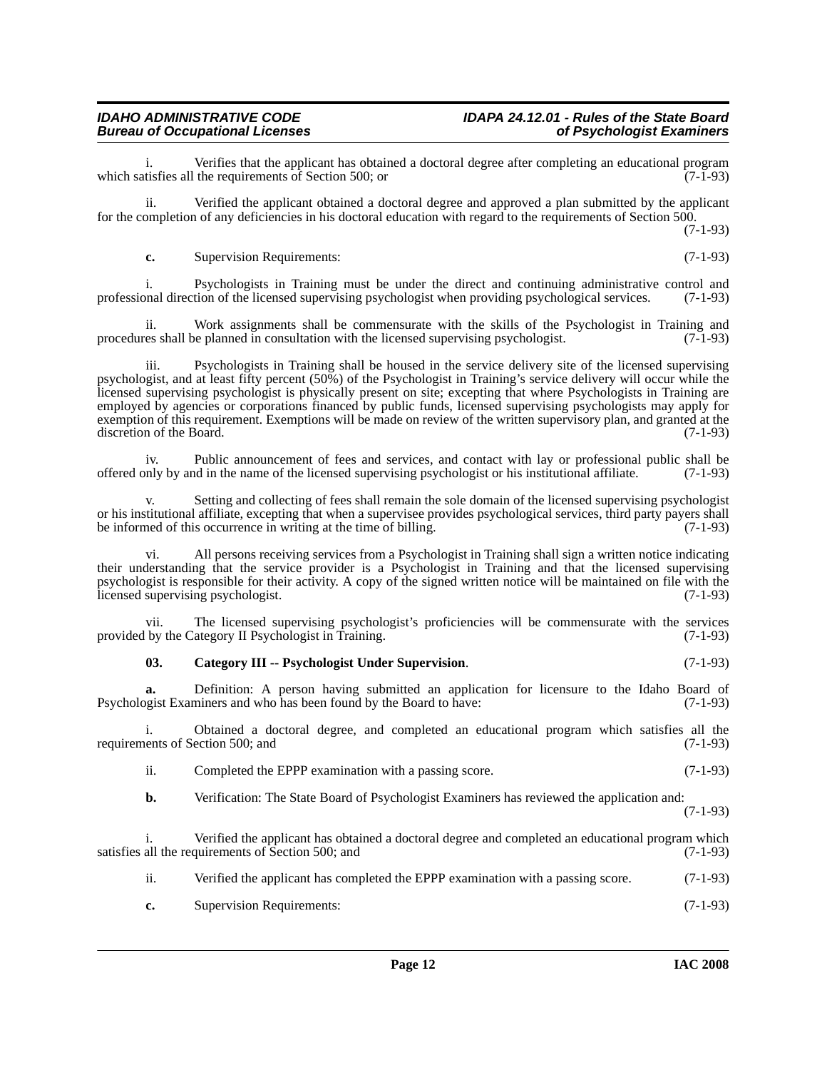i. Verifies that the applicant has obtained a doctoral degree after completing an educational program which satisfies all the requirements of Section 500; or (7-1-93)

ii. Verified the applicant obtained a doctoral degree and approved a plan submitted by the applicant for the completion of any deficiencies in his doctoral education with regard to the requirements of Section 500. (7-1-93)

**c.** Supervision Requirements: (7-1-93)

i. Psychologists in Training must be under the direct and continuing administrative control and professional direction of the licensed supervising psychologist when providing psychological services. (7-1-93)

ii. Work assignments shall be commensurate with the skills of the Psychologist in Training and procedures shall be planned in consultation with the licensed supervising psychologist. (7-1-93)

iii. Psychologists in Training shall be housed in the service delivery site of the licensed supervising psychologist, and at least fifty percent (50%) of the Psychologist in Training's service delivery will occur while the licensed supervising psychologist is physically present on site; excepting that where Psychologists in Training are employed by agencies or corporations financed by public funds, licensed supervising psychologists may apply for exemption of this requirement. Exemptions will be made on review of the written supervisory plan, and granted at the discretion of the Board. (7-1-93)

iv. Public announcement of fees and services, and contact with lay or professional public shall be offered only by and in the name of the licensed supervising psychologist or his institutional affiliate. (7-1-93)

v. Setting and collecting of fees shall remain the sole domain of the licensed supervising psychologist or his institutional affiliate, excepting that when a supervisee provides psychological services, third party payers shall be informed of this occurrence in writing at the time of billing. (7-1-93)

vi. All persons receiving services from a Psychologist in Training shall sign a written notice indicating their understanding that the service provider is a Psychologist in Training and that the licensed supervising psychologist is responsible for their activity. A copy of the signed written notice will be maintained on file with the licensed supervising psychologist. (7-1-93)

vii. The licensed supervising psychologist's proficiencies will be commensurate with the services provided by the Category II Psychologist in Training. (7-1-93)

**03. Category III -- Psychologist Under Supervision**. (7-1-93)

**a.** Definition: A person having submitted an application for licensure to the Idaho Board of Psychologist Examiners and who has been found by the Board to have: (7-1-93)

i. Obtained a doctoral degree, and completed an educational program which satisfies all the requirements of Section 500; and (7-1-93)

ii. Completed the EPPP examination with a passing score. (7-1-93)

**b.** Verification: The State Board of Psychologist Examiners has reviewed the application and: (7-1-93)

i. Verified the applicant has obtained a doctoral degree and completed an educational program which satisfies all the requirements of Section 500; and (7-1-93)

ii. Verified the applicant has completed the EPPP examination with a passing score. (7-1-93)

**c.** Supervision Requirements: (7-1-93)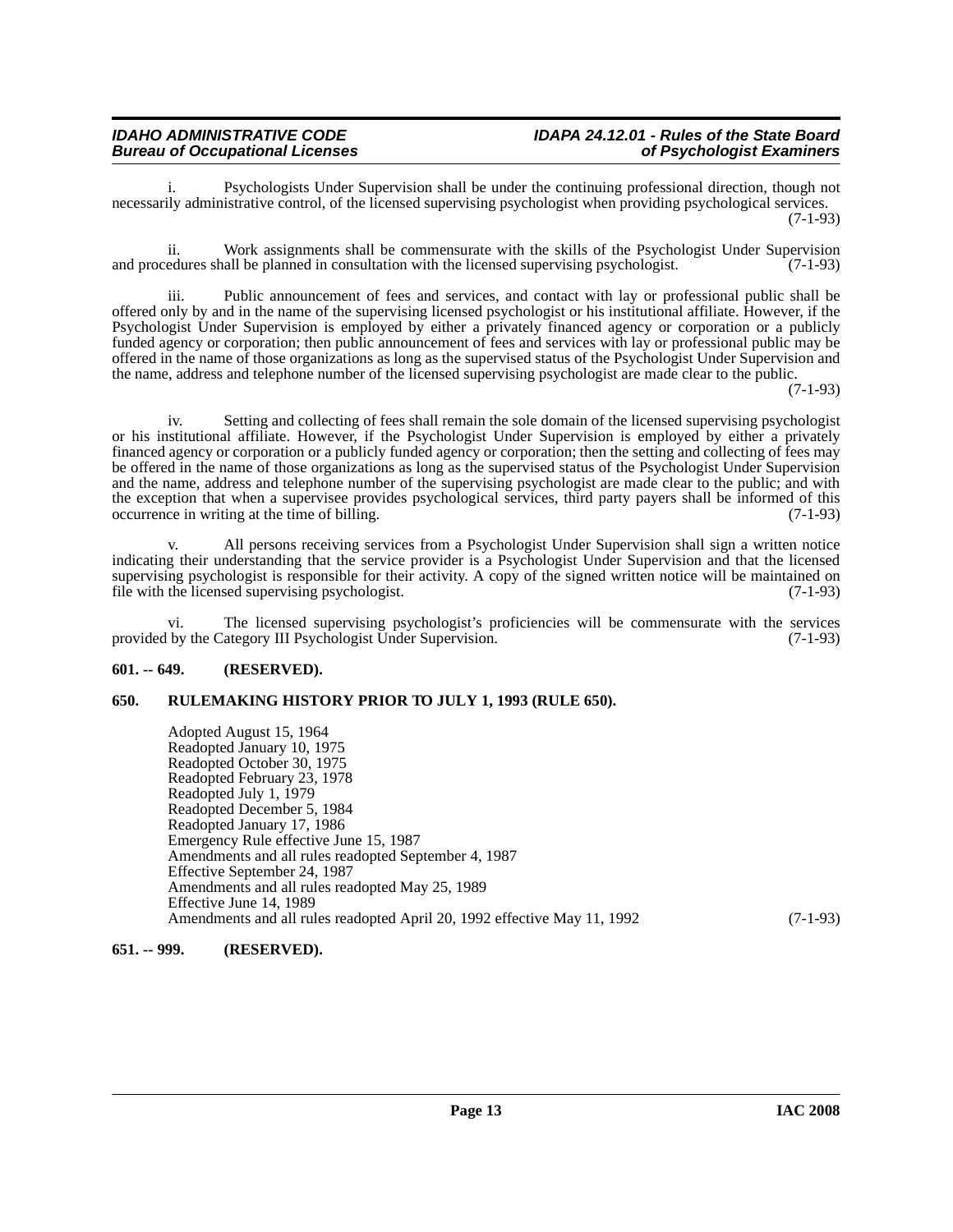i. Psychologists Under Supervision shall be under the continuing professional direction, though not necessarily administrative control, of the licensed supervising psychologist when providing psychological services. (7-1-93)

ii. Work assignments shall be commensurate with the skills of the Psychologist Under Supervision and procedures shall be planned in consultation with the licensed supervising psychologist. (7-1-93)

iii. Public announcement of fees and services, and contact with lay or professional public shall be offered only by and in the name of the supervising licensed psychologist or his institutional affiliate. However, if the Psychologist Under Supervision is employed by either a privately financed agency or corporation or a publicly funded agency or corporation; then public announcement of fees and services with lay or professional public may be offered in the name of those organizations as long as the supervised status of the Psychologist Under Supervision and the name, address and telephone number of the licensed supervising psychologist are made clear to the public. (7-1-93)

iv. Setting and collecting of fees shall remain the sole domain of the licensed supervising psychologist or his institutional affiliate. However, if the Psychologist Under Supervision is employed by either a privately financed agency or corporation or a publicly funded agency or corporation; then the setting and collecting of fees may be offered in the name of those organizations as long as the supervised status of the Psychologist Under Supervision and the name, address and telephone number of the supervising psychologist are made clear to the public; and with the exception that when a supervisee provides psychological services, third party payers shall be informed of this occurrence in writing at the time of billing. (7-1-93)

v. All persons receiving services from a Psychologist Under Supervision shall sign a written notice indicating their understanding that the service provider is a Psychologist Under Supervision and that the licensed supervising psychologist is responsible for their activity. A copy of the signed written notice will be maintained on file with the licensed supervising psychologist. (7-1-93)

vi. The licensed supervising psychologist's proficiencies will be commensurate with the services provided by the Category III Psychologist Under Supervision. (7-1-93)

## 601. -- 649. (RESERVED).

## 650. RULEMAKING HISTORY PRIOR TO JULY 1, 1993 (RULE 650).

Adopted August 15, 1964
Readopted January 10, 1975
Readopted October 30, 1975
Readopted February 23, 1978
Readopted July 1, 1979
Readopted December 5, 1984
Readopted January 17, 1986
Emergency Rule effective June 15, 1987
Amendments and all rules readopted September 4, 1987
Effective September 24, 1987
Amendments and all rules readopted May 25, 1989
Effective June 14, 1989
Amendments and all rules readopted April 20, 1992 effective May 11, 1992 (7-1-93)

## 651. -- 999. (RESERVED).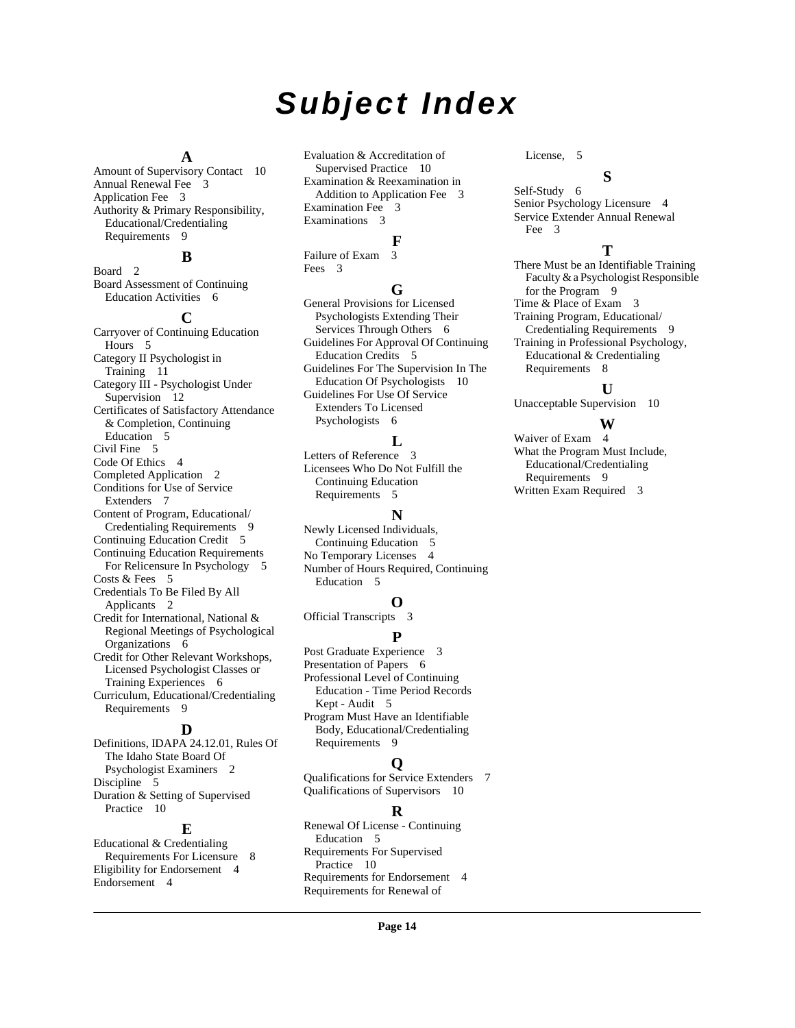# Subject Index

**A**

Amount of Supervisory Contact 10
Annual Renewal Fee 3
Application Fee 3
Authority & Primary Responsibility, Educational/Credentialing Requirements 9

**B**

Board 2
Board Assessment of Continuing Education Activities 6

**C**

Carryover of Continuing Education Hours 5
Category II Psychologist in Training 11
Category III - Psychologist Under Supervision 12
Certificates of Satisfactory Attendance & Completion, Continuing Education 5
Civil Fine 5
Code Of Ethics 4
Completed Application 2
Conditions for Use of Service Extenders 7
Content of Program, Educational/ Credentialing Requirements 9
Continuing Education Credit 5
Continuing Education Requirements For Relicensure In Psychology 5
Costs & Fees 5
Credentials To Be Filed By All Applicants 2
Credit for International, National & Regional Meetings of Psychological Organizations 6
Credit for Other Relevant Workshops, Licensed Psychologist Classes or Training Experiences 6
Curriculum, Educational/Credentialing Requirements 9

**D**

Definitions, IDAPA 24.12.01, Rules Of The Idaho State Board Of Psychologist Examiners 2
Discipline 5
Duration & Setting of Supervised Practice 10

**E**

Educational & Credentialing Requirements For Licensure 8
Eligibility for Endorsement 4
Endorsement 4
Evaluation & Accreditation of Supervised Practice 10
Examination & Reexamination in Addition to Application Fee 3
Examination Fee 3
Examinations 3

**F**

Failure of Exam 3
Fees 3

**G**

General Provisions for Licensed Psychologists Extending Their Services Through Others 6
Guidelines For Approval Of Continuing Education Credits 5
Guidelines For The Supervision In The Education Of Psychologists 10
Guidelines For Use Of Service Extenders To Licensed Psychologists 6

**L**

Letters of Reference 3
Licensees Who Do Not Fulfill the Continuing Education Requirements 5

**N**

Newly Licensed Individuals, Continuing Education 5
No Temporary Licenses 4
Number of Hours Required, Continuing Education 5

**O**

Official Transcripts 3

**P**

Post Graduate Experience 3
Presentation of Papers 6
Professional Level of Continuing Education - Time Period Records Kept - Audit 5
Program Must Have an Identifiable Body, Educational/Credentialing Requirements 9

**Q**

Qualifications for Service Extenders 7
Qualifications of Supervisors 10

**R**

Renewal Of License - Continuing Education 5
Requirements For Supervised Practice 10
Requirements for Endorsement 4
Requirements for Renewal of License, 5

**S**

Self-Study 6
Senior Psychology Licensure 4
Service Extender Annual Renewal Fee 3

**T**

There Must be an Identifiable Training Faculty & a Psychologist Responsible for the Program 9
Time & Place of Exam 3
Training Program, Educational/ Credentialing Requirements 9
Training in Professional Psychology, Educational & Credentialing Requirements 8

**U**

Unacceptable Supervision 10

**W**

Waiver of Exam 4
What the Program Must Include, Educational/Credentialing Requirements 9
Written Exam Required 3